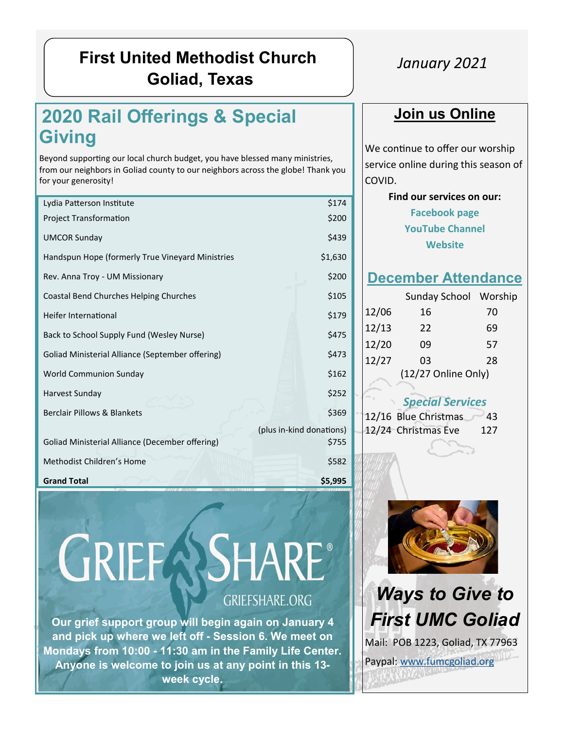# First United Methodist Church
# Goliad, Texas

*January 2021*

## 2020 Rail Offerings & Special Giving

Beyond supporting our local church budget, you have blessed many ministries, from our neighbors in Goliad county to our neighbors across the globe! Thank you for your generosity!

| | |
|---|---|
| Lydia Patterson Institute | $174 |
| Project Transformation | $200 |
| UMCOR Sunday | $439 |
| Handspun Hope (formerly True Vineyard Ministries | $1,630 |
| Rev. Anna Troy - UM Missionary | $200 |
| Coastal Bend Churches Helping Churches | $105 |
| Heifer International | $179 |
| Back to School Supply Fund (Wesley Nurse) | $475 |
| Goliad Ministerial Alliance (September offering) | $473 |
| World Communion Sunday | $162 |
| Harvest Sunday | $252 |
| Berclair Pillows & Blankets | $369 (plus in-kind donations) |
| Goliad Ministerial Alliance (December offering) | $755 |
| Methodist Children's Home | $582 |
| **Grand Total** | **$5,995** |

GRIEFSHARE®

GRIEFSHARE.ORG

**Our grief support group will begin again on January 4 and pick up where we left off - Session 6. We meet on Mondays from 10:00 - 11:30 am in the Family Life Center. Anyone is welcome to join us at any point in this 13-week cycle.**

## Join us Online

We continue to offer our worship service online during this season of COVID.

**Find our services on our:**

**Facebook page**
**YouTube Channel**
**Website**

## December Attendance

| | Sunday School | Worship |
|---|---|---|
| 12/06 | 16 | 70 |
| 12/13 | 22 | 69 |
| 12/20 | 09 | 57 |
| 12/27 | 03 | 28 |

(12/27 Online Only)

### *Special Services*

| | |
|---|---|
| 12/16 Blue Christmas | 43 |
| 12/24 Christmas Eve | 127 |

## *Ways to Give to First UMC Goliad*

Mail: POB 1223, Goliad, TX 77963

Paypal: www.fumcgoliad.org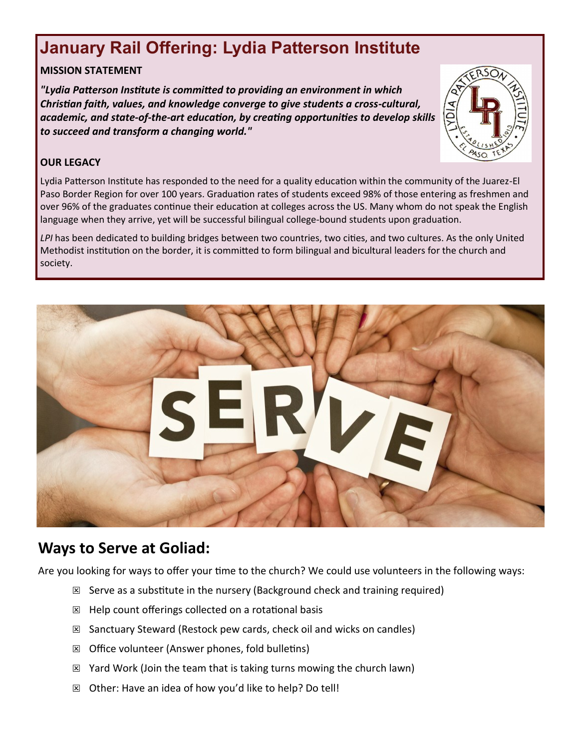# January Rail Offering: Lydia Patterson Institute

**MISSION STATEMENT**

***"Lydia Patterson Institute is committed to providing an environment in which Christian faith, values, and knowledge converge to give students a cross-cultural, academic, and state-of-the-art education, by creating opportunities to develop skills to succeed and transform a changing world."***

**OUR LEGACY**

Lydia Patterson Institute has responded to the need for a quality education within the community of the Juarez-El Paso Border Region for over 100 years. Graduation rates of students exceed 98% of those entering as freshmen and over 96% of the graduates continue their education at colleges across the US. Many whom do not speak the English language when they arrive, yet will be successful bilingual college-bound students upon graduation.

*LPI* has been dedicated to building bridges between two countries, two cities, and two cultures. As the only United Methodist institution on the border, it is committed to form bilingual and bicultural leaders for the church and society.

## Ways to Serve at Goliad:

Are you looking for ways to offer your time to the church? We could use volunteers in the following ways:

- Serve as a substitute in the nursery (Background check and training required)
- Help count offerings collected on a rotational basis
- Sanctuary Steward (Restock pew cards, check oil and wicks on candles)
- Office volunteer (Answer phones, fold bulletins)
- Yard Work (Join the team that is taking turns mowing the church lawn)
- Other: Have an idea of how you'd like to help? Do tell!